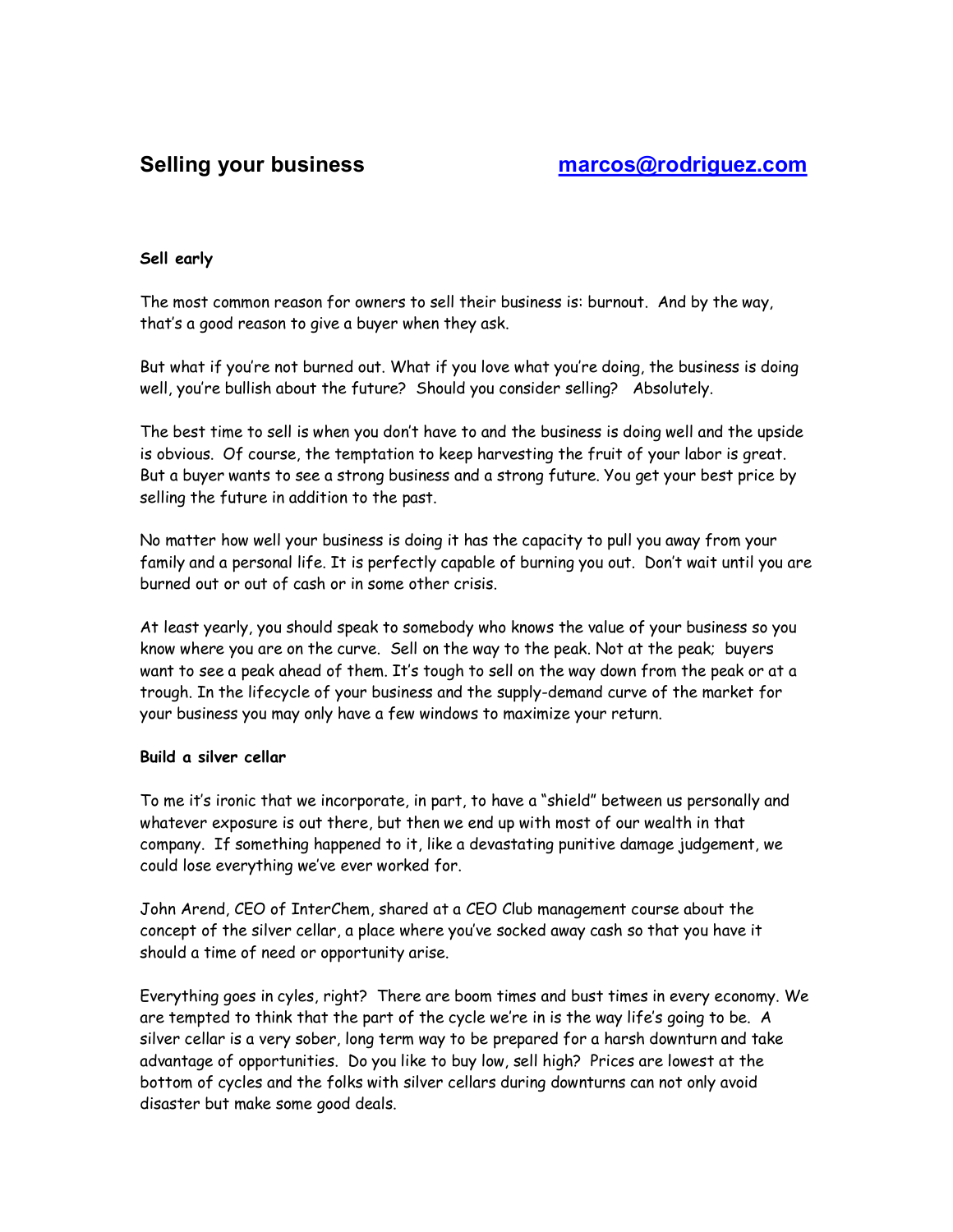# Selling your business

marcos@rodriguez.com

**Sell early**

The most common reason for owners to sell their business is: burnout. And by the way, that's a good reason to give a buyer when they ask.

But what if you're not burned out. What if you love what you're doing, the business is doing well, you're bullish about the future? Should you consider selling? Absolutely.

The best time to sell is when you don't have to and the business is doing well and the upside is obvious. Of course, the temptation to keep harvesting the fruit of your labor is great. But a buyer wants to see a strong business and a strong future. You get your best price by selling the future in addition to the past.

No matter how well your business is doing it has the capacity to pull you away from your family and a personal life. It is perfectly capable of burning you out. Don't wait until you are burned out or out of cash or in some other crisis.

At least yearly, you should speak to somebody who knows the value of your business so you know where you are on the curve. Sell on the way to the peak. Not at the peak; buyers want to see a peak ahead of them. It's tough to sell on the way down from the peak or at a trough. In the lifecycle of your business and the supply-demand curve of the market for your business you may only have a few windows to maximize your return.

**Build a silver cellar**

To me it's ironic that we incorporate, in part, to have a "shield" between us personally and whatever exposure is out there, but then we end up with most of our wealth in that company. If something happened to it, like a devastating punitive damage judgement, we could lose everything we've ever worked for.

John Arend, CEO of InterChem, shared at a CEO Club management course about the concept of the silver cellar, a place where you've socked away cash so that you have it should a time of need or opportunity arise.

Everything goes in cyles, right? There are boom times and bust times in every economy. We are tempted to think that the part of the cycle we're in is the way life's going to be. A silver cellar is a very sober, long term way to be prepared for a harsh downturn and take advantage of opportunities. Do you like to buy low, sell high? Prices are lowest at the bottom of cycles and the folks with silver cellars during downturns can not only avoid disaster but make some good deals.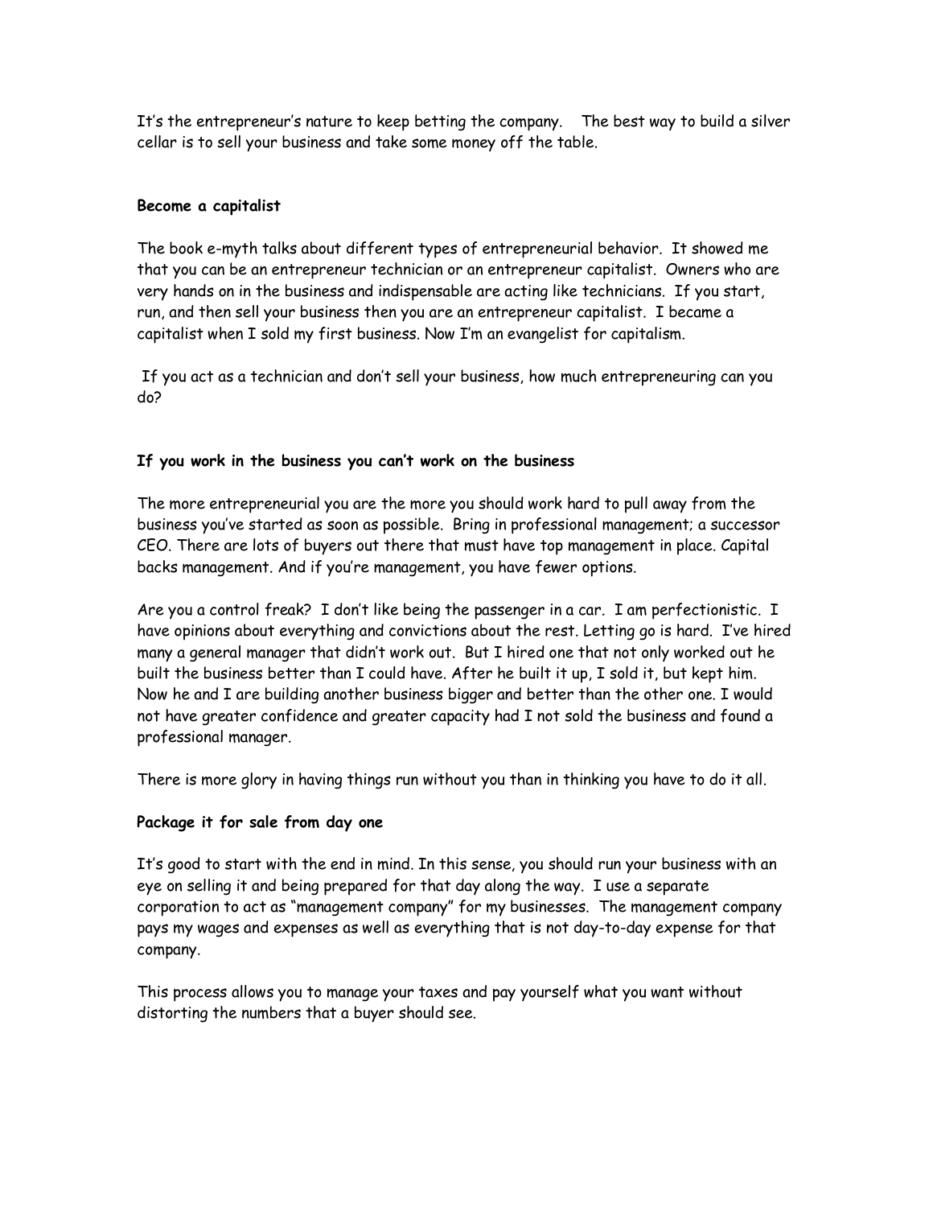It's the entrepreneur's nature to keep betting the company.   The best way to build a silver cellar is to sell your business and take some money off the table.

**Become a capitalist**

The book e-myth talks about different types of entrepreneurial behavior.  It showed me that you can be an entrepreneur technician or an entrepreneur capitalist.  Owners who are very hands on in the business and indispensable are acting like technicians.  If you start, run, and then sell your business then you are an entrepreneur capitalist.  I became a capitalist when I sold my first business. Now I'm an evangelist for capitalism.

If you act as a technician and don't sell your business, how much entrepreneuring can you do?

**If you work in the business you can't work on the business**

The more entrepreneurial you are the more you should work hard to pull away from the business you've started as soon as possible.  Bring in professional management; a successor CEO. There are lots of buyers out there that must have top management in place. Capital backs management. And if you're management, you have fewer options.

Are you a control freak?  I don't like being the passenger in a car.  I am perfectionistic.  I have opinions about everything and convictions about the rest. Letting go is hard.  I've hired many a general manager that didn't work out.  But I hired one that not only worked out he built the business better than I could have. After he built it up, I sold it, but kept him. Now he and I are building another business bigger and better than the other one. I would not have greater confidence and greater capacity had I not sold the business and found a professional manager.

There is more glory in having things run without you than in thinking you have to do it all.

**Package it for sale from day one**

It's good to start with the end in mind. In this sense, you should run your business with an eye on selling it and being prepared for that day along the way.  I use a separate corporation to act as "management company" for my businesses.  The management company pays my wages and expenses as well as everything that is not day-to-day expense for that company.

This process allows you to manage your taxes and pay yourself what you want without distorting the numbers that a buyer should see.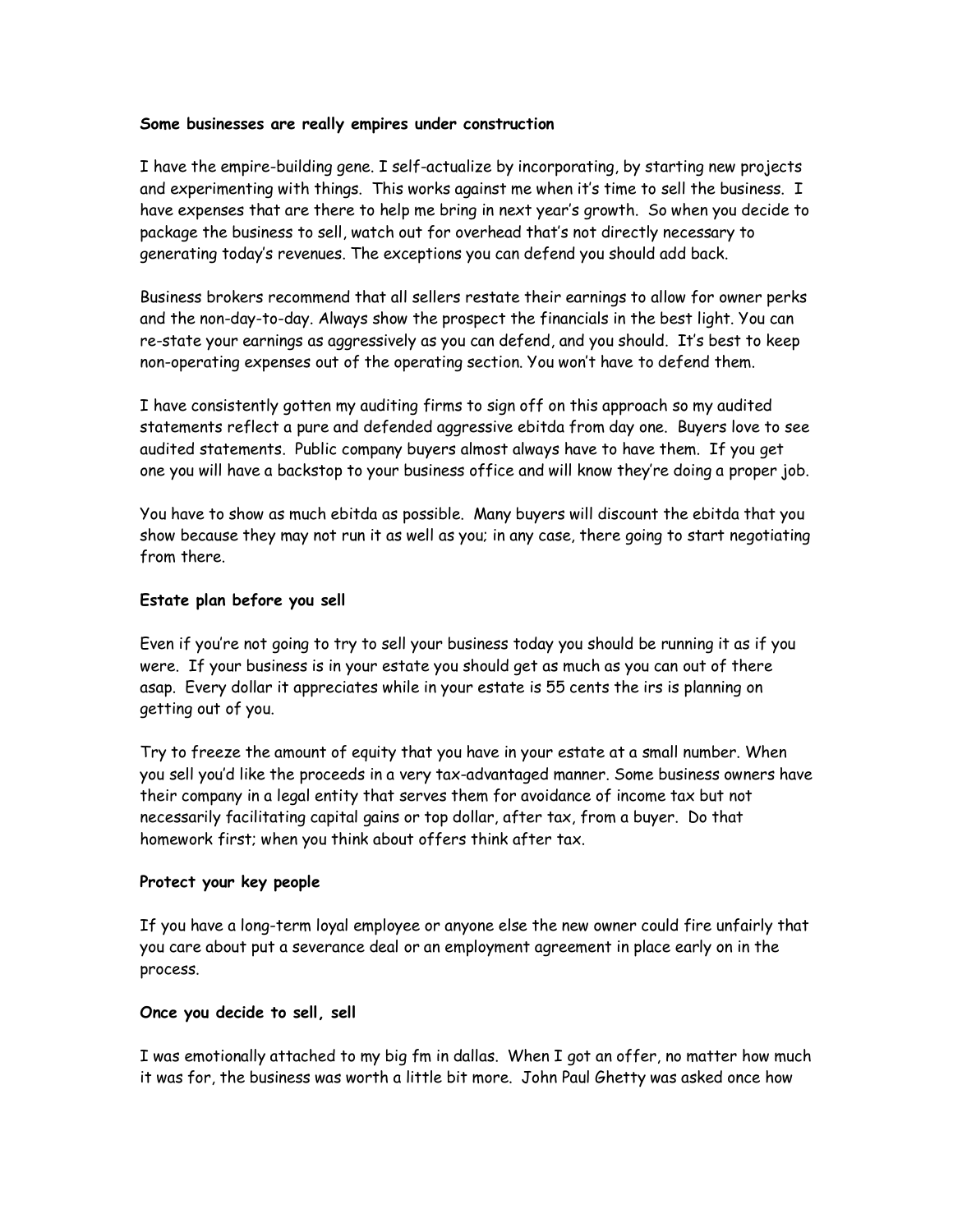**Some businesses are really empires under construction**

I have the empire-building gene. I self-actualize by incorporating, by starting new projects and experimenting with things. This works against me when it's time to sell the business. I have expenses that are there to help me bring in next year's growth. So when you decide to package the business to sell, watch out for overhead that's not directly necessary to generating today's revenues. The exceptions you can defend you should add back.

Business brokers recommend that all sellers restate their earnings to allow for owner perks and the non-day-to-day. Always show the prospect the financials in the best light. You can re-state your earnings as aggressively as you can defend, and you should. It's best to keep non-operating expenses out of the operating section. You won't have to defend them.

I have consistently gotten my auditing firms to sign off on this approach so my audited statements reflect a pure and defended aggressive ebitda from day one. Buyers love to see audited statements. Public company buyers almost always have to have them. If you get one you will have a backstop to your business office and will know they're doing a proper job.

You have to show as much ebitda as possible. Many buyers will discount the ebitda that you show because they may not run it as well as you; in any case, there going to start negotiating from there.

**Estate plan before you sell**

Even if you're not going to try to sell your business today you should be running it as if you were. If your business is in your estate you should get as much as you can out of there asap. Every dollar it appreciates while in your estate is 55 cents the irs is planning on getting out of you.

Try to freeze the amount of equity that you have in your estate at a small number. When you sell you'd like the proceeds in a very tax-advantaged manner. Some business owners have their company in a legal entity that serves them for avoidance of income tax but not necessarily facilitating capital gains or top dollar, after tax, from a buyer. Do that homework first; when you think about offers think after tax.

**Protect your key people**

If you have a long-term loyal employee or anyone else the new owner could fire unfairly that you care about put a severance deal or an employment agreement in place early on in the process.

**Once you decide to sell, sell**

I was emotionally attached to my big fm in dallas. When I got an offer, no matter how much it was for, the business was worth a little bit more. John Paul Ghetty was asked once how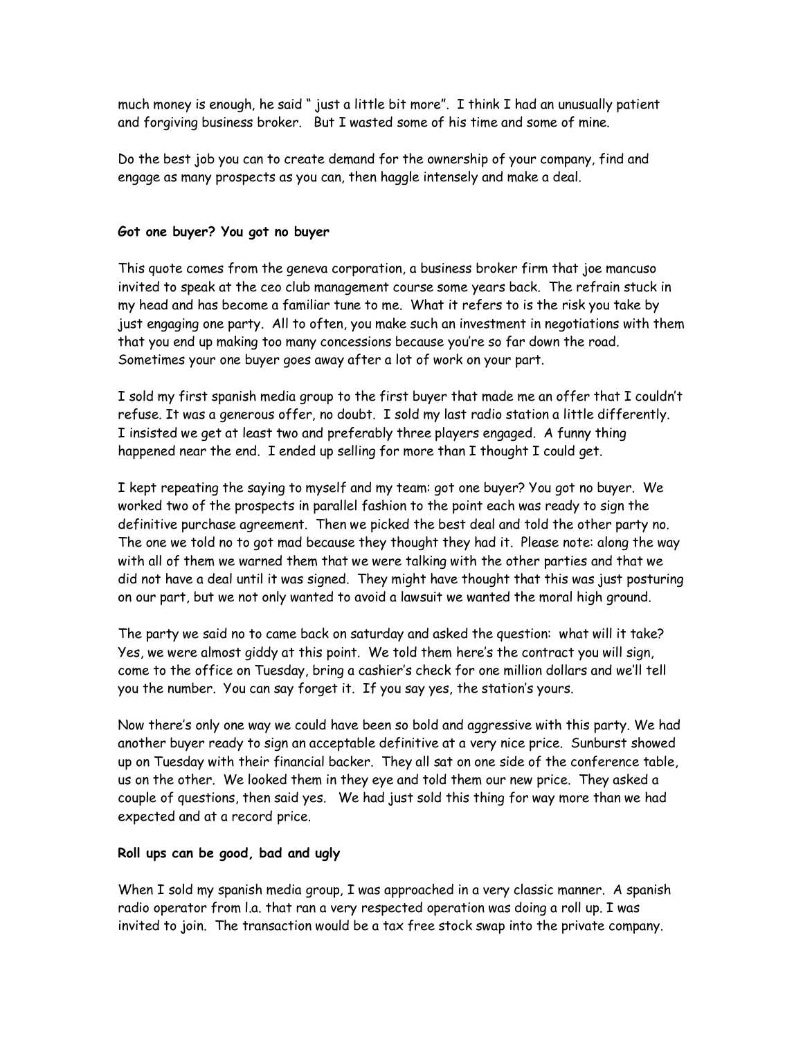much money is enough, he said " just a little bit more". I think I had an unusually patient and forgiving business broker. But I wasted some of his time and some of mine.

Do the best job you can to create demand for the ownership of your company, find and engage as many prospects as you can, then haggle intensely and make a deal.

**Got one buyer? You got no buyer**

This quote comes from the geneva corporation, a business broker firm that joe mancuso invited to speak at the ceo club management course some years back. The refrain stuck in my head and has become a familiar tune to me. What it refers to is the risk you take by just engaging one party. All to often, you make such an investment in negotiations with them that you end up making too many concessions because you're so far down the road. Sometimes your one buyer goes away after a lot of work on your part.

I sold my first spanish media group to the first buyer that made me an offer that I couldn't refuse. It was a generous offer, no doubt. I sold my last radio station a little differently. I insisted we get at least two and preferably three players engaged. A funny thing happened near the end. I ended up selling for more than I thought I could get.

I kept repeating the saying to myself and my team: got one buyer? You got no buyer. We worked two of the prospects in parallel fashion to the point each was ready to sign the definitive purchase agreement. Then we picked the best deal and told the other party no. The one we told no to got mad because they thought they had it. Please note: along the way with all of them we warned them that we were talking with the other parties and that we did not have a deal until it was signed. They might have thought that this was just posturing on our part, but we not only wanted to avoid a lawsuit we wanted the moral high ground.

The party we said no to came back on saturday and asked the question: what will it take? Yes, we were almost giddy at this point. We told them here's the contract you will sign, come to the office on Tuesday, bring a cashier's check for one million dollars and we'll tell you the number. You can say forget it. If you say yes, the station's yours.

Now there's only one way we could have been so bold and aggressive with this party. We had another buyer ready to sign an acceptable definitive at a very nice price. Sunburst showed up on Tuesday with their financial backer. They all sat on one side of the conference table, us on the other. We looked them in they eye and told them our new price. They asked a couple of questions, then said yes. We had just sold this thing for way more than we had expected and at a record price.

**Roll ups can be good, bad and ugly**

When I sold my spanish media group, I was approached in a very classic manner. A spanish radio operator from l.a. that ran a very respected operation was doing a roll up. I was invited to join. The transaction would be a tax free stock swap into the private company.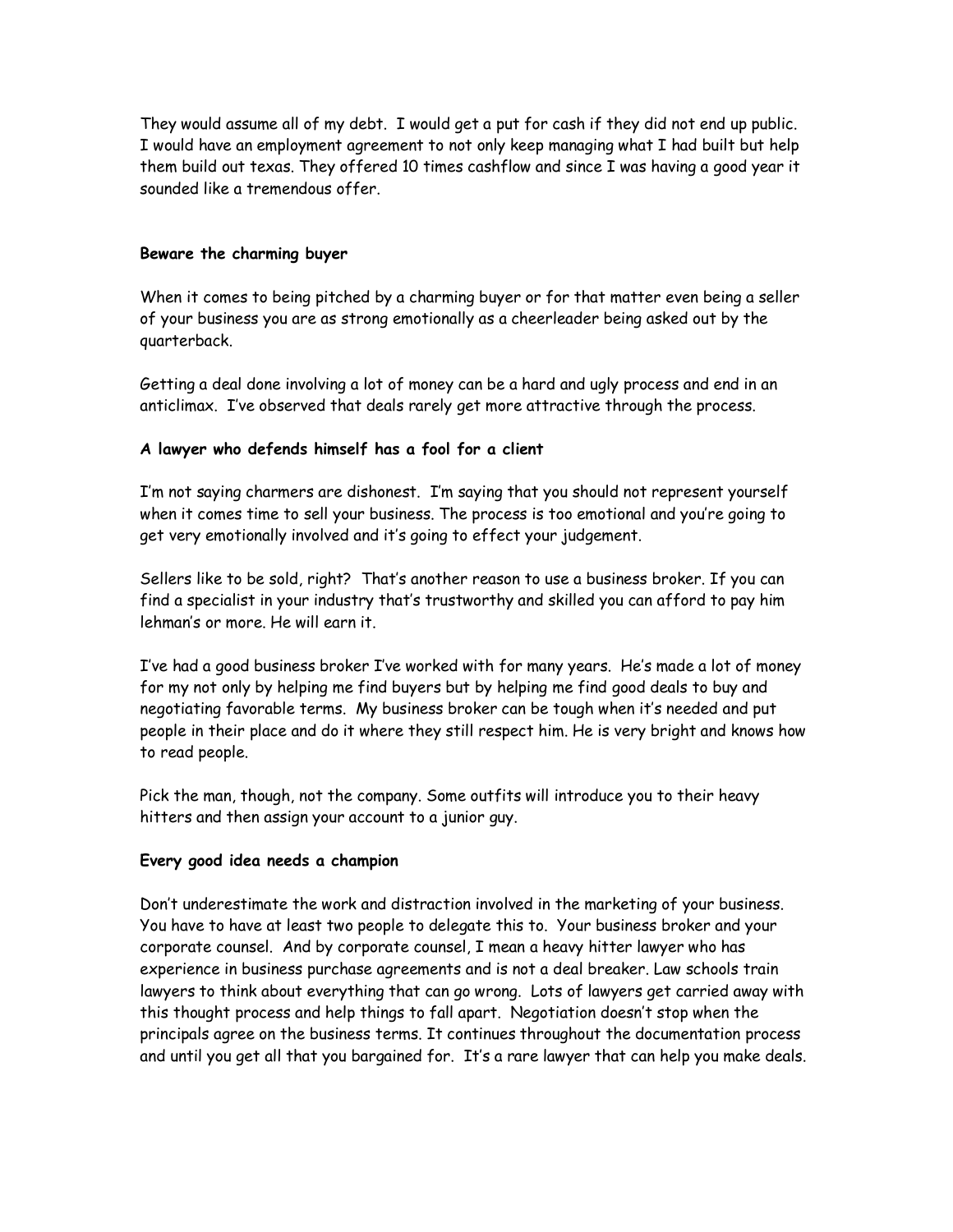They would assume all of my debt. I would get a put for cash if they did not end up public. I would have an employment agreement to not only keep managing what I had built but help them build out texas. They offered 10 times cashflow and since I was having a good year it sounded like a tremendous offer.

**Beware the charming buyer**

When it comes to being pitched by a charming buyer or for that matter even being a seller of your business you are as strong emotionally as a cheerleader being asked out by the quarterback.

Getting a deal done involving a lot of money can be a hard and ugly process and end in an anticlimax. I've observed that deals rarely get more attractive through the process.

**A lawyer who defends himself has a fool for a client**

I'm not saying charmers are dishonest. I'm saying that you should not represent yourself when it comes time to sell your business. The process is too emotional and you're going to get very emotionally involved and it's going to effect your judgement.

Sellers like to be sold, right? That's another reason to use a business broker. If you can find a specialist in your industry that's trustworthy and skilled you can afford to pay him lehman's or more. He will earn it.

I've had a good business broker I've worked with for many years. He's made a lot of money for my not only by helping me find buyers but by helping me find good deals to buy and negotiating favorable terms. My business broker can be tough when it's needed and put people in their place and do it where they still respect him. He is very bright and knows how to read people.

Pick the man, though, not the company. Some outfits will introduce you to their heavy hitters and then assign your account to a junior guy.

**Every good idea needs a champion**

Don't underestimate the work and distraction involved in the marketing of your business. You have to have at least two people to delegate this to. Your business broker and your corporate counsel. And by corporate counsel, I mean a heavy hitter lawyer who has experience in business purchase agreements and is not a deal breaker. Law schools train lawyers to think about everything that can go wrong. Lots of lawyers get carried away with this thought process and help things to fall apart. Negotiation doesn't stop when the principals agree on the business terms. It continues throughout the documentation process and until you get all that you bargained for. It's a rare lawyer that can help you make deals.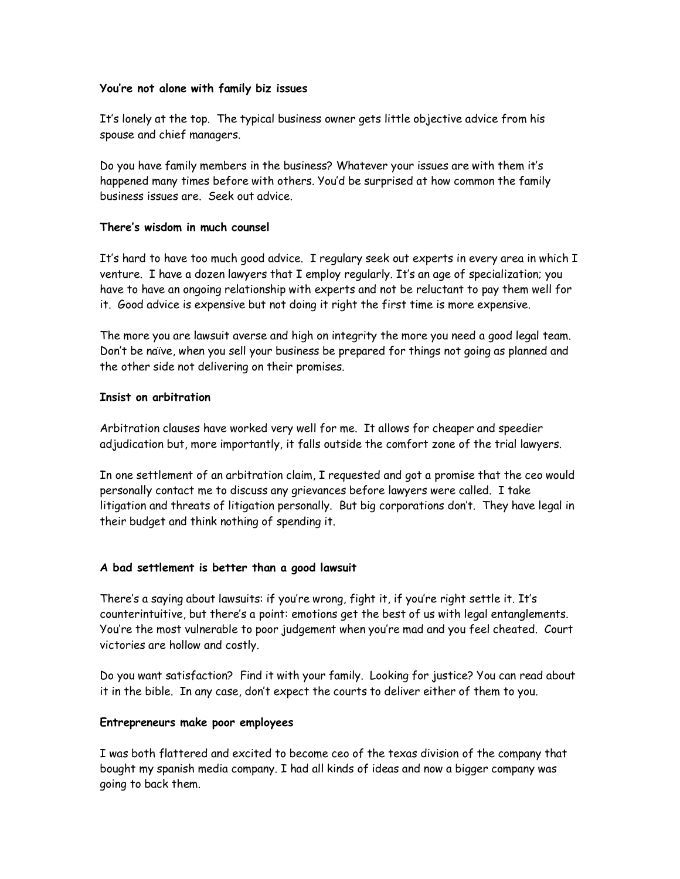**You're not alone with family biz issues**

It's lonely at the top. The typical business owner gets little objective advice from his spouse and chief managers.

Do you have family members in the business? Whatever your issues are with them it's happened many times before with others. You'd be surprised at how common the family business issues are. Seek out advice.

**There's wisdom in much counsel**

It's hard to have too much good advice. I regulary seek out experts in every area in which I venture. I have a dozen lawyers that I employ regularly. It's an age of specialization; you have to have an ongoing relationship with experts and not be reluctant to pay them well for it. Good advice is expensive but not doing it right the first time is more expensive.

The more you are lawsuit averse and high on integrity the more you need a good legal team. Don't be naïve, when you sell your business be prepared for things not going as planned and the other side not delivering on their promises.

**Insist on arbitration**

Arbitration clauses have worked very well for me. It allows for cheaper and speedier adjudication but, more importantly, it falls outside the comfort zone of the trial lawyers.

In one settlement of an arbitration claim, I requested and got a promise that the ceo would personally contact me to discuss any grievances before lawyers were called. I take litigation and threats of litigation personally. But big corporations don't. They have legal in their budget and think nothing of spending it.

**A bad settlement is better than a good lawsuit**

There's a saying about lawsuits: if you're wrong, fight it, if you're right settle it. It's counterintuitive, but there's a point: emotions get the best of us with legal entanglements. You're the most vulnerable to poor judgement when you're mad and you feel cheated. Court victories are hollow and costly.

Do you want satisfaction? Find it with your family. Looking for justice? You can read about it in the bible. In any case, don't expect the courts to deliver either of them to you.

**Entrepreneurs make poor employees**

I was both flattered and excited to become ceo of the texas division of the company that bought my spanish media company. I had all kinds of ideas and now a bigger company was going to back them.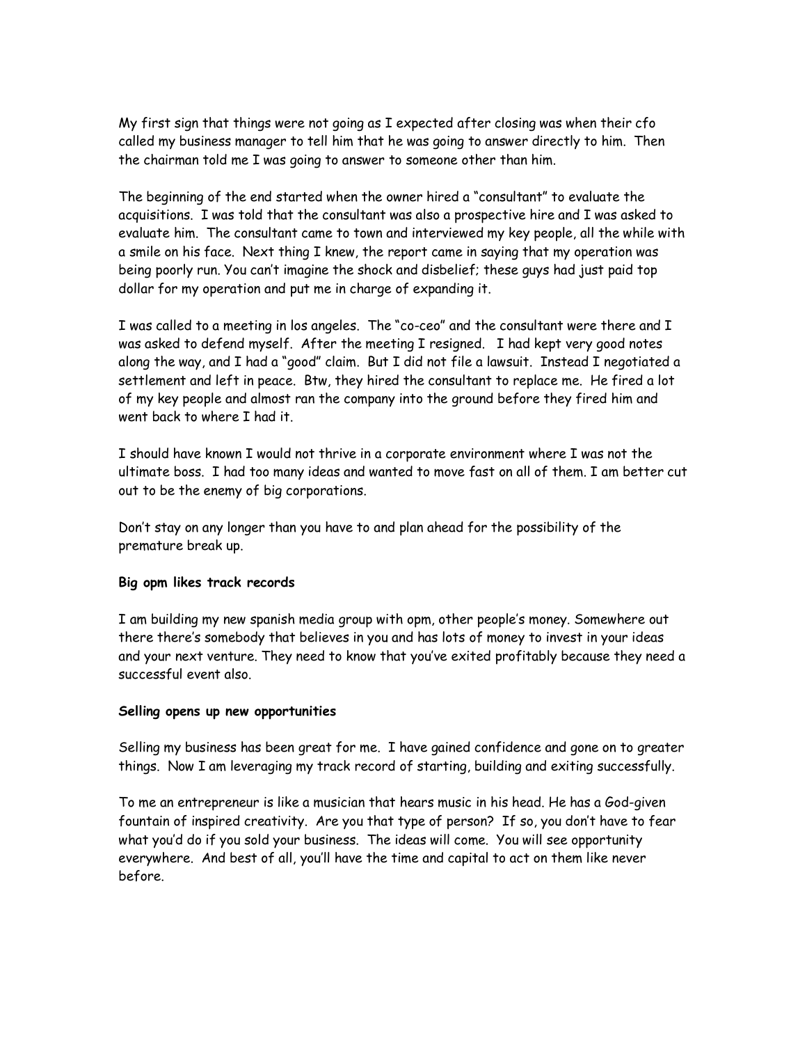My first sign that things were not going as I expected after closing was when their cfo called my business manager to tell him that he was going to answer directly to him. Then the chairman told me I was going to answer to someone other than him.

The beginning of the end started when the owner hired a "consultant" to evaluate the acquisitions. I was told that the consultant was also a prospective hire and I was asked to evaluate him. The consultant came to town and interviewed my key people, all the while with a smile on his face. Next thing I knew, the report came in saying that my operation was being poorly run. You can't imagine the shock and disbelief; these guys had just paid top dollar for my operation and put me in charge of expanding it.

I was called to a meeting in los angeles. The "co-ceo" and the consultant were there and I was asked to defend myself. After the meeting I resigned. I had kept very good notes along the way, and I had a "good" claim. But I did not file a lawsuit. Instead I negotiated a settlement and left in peace. Btw, they hired the consultant to replace me. He fired a lot of my key people and almost ran the company into the ground before they fired him and went back to where I had it.

I should have known I would not thrive in a corporate environment where I was not the ultimate boss. I had too many ideas and wanted to move fast on all of them. I am better cut out to be the enemy of big corporations.

Don't stay on any longer than you have to and plan ahead for the possibility of the premature break up.

**Big opm likes track records**

I am building my new spanish media group with opm, other people's money. Somewhere out there there's somebody that believes in you and has lots of money to invest in your ideas and your next venture. They need to know that you've exited profitably because they need a successful event also.

**Selling opens up new opportunities**

Selling my business has been great for me. I have gained confidence and gone on to greater things. Now I am leveraging my track record of starting, building and exiting successfully.

To me an entrepreneur is like a musician that hears music in his head. He has a God-given fountain of inspired creativity. Are you that type of person? If so, you don't have to fear what you'd do if you sold your business. The ideas will come. You will see opportunity everywhere. And best of all, you'll have the time and capital to act on them like never before.